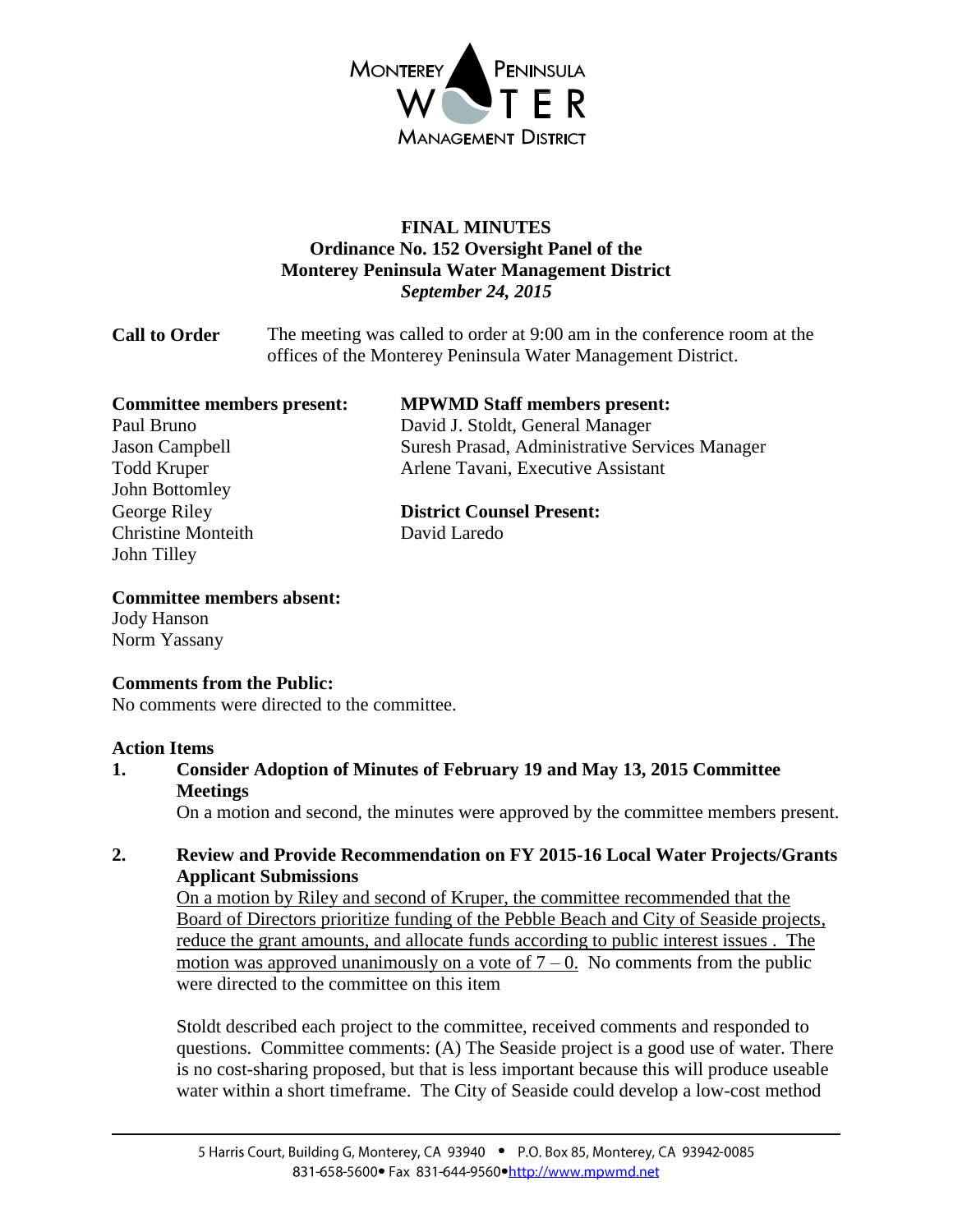Monterey Peninsula Water Management District

# FINAL MINUTES
## Ordinance No. 152 Oversight Panel of the Monterey Peninsula Water Management District
*September 24, 2015*

**Call to Order** The meeting was called to order at 9:00 am in the conference room at the offices of the Monterey Peninsula Water Management District.

**Committee members present:**
Paul Bruno
Jason Campbell
Todd Kruper
John Bottomley
George Riley
Christine Monteith
John Tilley

**MPWMD Staff members present:**
David J. Stoldt, General Manager
Suresh Prasad, Administrative Services Manager
Arlene Tavani, Executive Assistant

**District Counsel Present:**
David Laredo

**Committee members absent:**
Jody Hanson
Norm Yassany

**Comments from the Public:**
No comments were directed to the committee.

**Action Items**

1. **Consider Adoption of Minutes of February 19 and May 13, 2015 Committee Meetings**
   On a motion and second, the minutes were approved by the committee members present.

2. **Review and Provide Recommendation on FY 2015-16 Local Water Projects/Grants Applicant Submissions**
   On a motion by Riley and second of Kruper, the committee recommended that the Board of Directors prioritize funding of the Pebble Beach and City of Seaside projects, reduce the grant amounts, and allocate funds according to public interest issues . The motion was approved unanimously on a vote of 7 – 0. No comments from the public were directed to the committee on this item

   Stoldt described each project to the committee, received comments and responded to questions. Committee comments: (A) The Seaside project is a good use of water. There is no cost-sharing proposed, but that is less important because this will produce useable water within a short timeframe. The City of Seaside could develop a low-cost method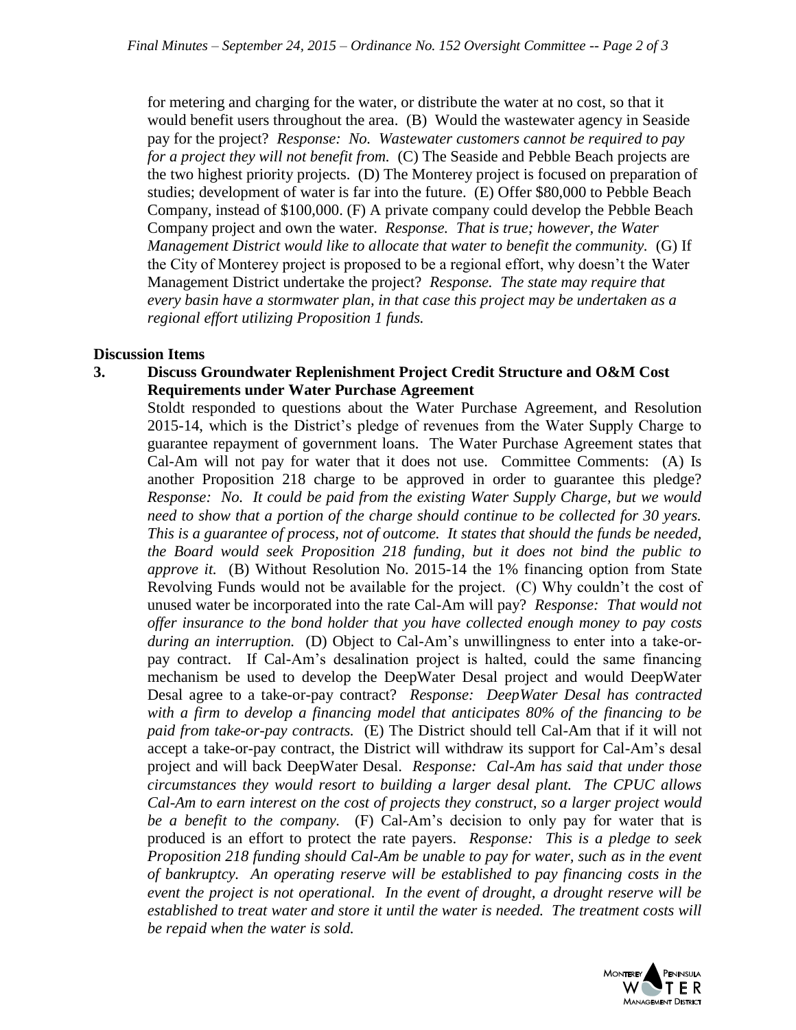for metering and charging for the water, or distribute the water at no cost, so that it would benefit users throughout the area. (B) Would the wastewater agency in Seaside pay for the project? *Response: No. Wastewater customers cannot be required to pay for a project they will not benefit from.* (C) The Seaside and Pebble Beach projects are the two highest priority projects. (D) The Monterey project is focused on preparation of studies; development of water is far into the future. (E) Offer $80,000 to Pebble Beach Company, instead of $100,000. (F) A private company could develop the Pebble Beach Company project and own the water. *Response. That is true; however, the Water Management District would like to allocate that water to benefit the community.* (G) If the City of Monterey project is proposed to be a regional effort, why doesn't the Water Management District undertake the project? *Response. The state may require that every basin have a stormwater plan, in that case this project may be undertaken as a regional effort utilizing Proposition 1 funds.*

**Discussion Items**

**3. Discuss Groundwater Replenishment Project Credit Structure and O&M Cost Requirements under Water Purchase Agreement**

Stoldt responded to questions about the Water Purchase Agreement, and Resolution 2015-14, which is the District's pledge of revenues from the Water Supply Charge to guarantee repayment of government loans. The Water Purchase Agreement states that Cal-Am will not pay for water that it does not use. Committee Comments: (A) Is another Proposition 218 charge to be approved in order to guarantee this pledge? *Response: No. It could be paid from the existing Water Supply Charge, but we would need to show that a portion of the charge should continue to be collected for 30 years. This is a guarantee of process, not of outcome. It states that should the funds be needed, the Board would seek Proposition 218 funding, but it does not bind the public to approve it.* (B) Without Resolution No. 2015-14 the 1% financing option from State Revolving Funds would not be available for the project. (C) Why couldn't the cost of unused water be incorporated into the rate Cal-Am will pay? *Response: That would not offer insurance to the bond holder that you have collected enough money to pay costs during an interruption.* (D) Object to Cal-Am's unwillingness to enter into a take-or-pay contract. If Cal-Am's desalination project is halted, could the same financing mechanism be used to develop the DeepWater Desal project and would DeepWater Desal agree to a take-or-pay contract? *Response: DeepWater Desal has contracted with a firm to develop a financing model that anticipates 80% of the financing to be paid from take-or-pay contracts.* (E) The District should tell Cal-Am that if it will not accept a take-or-pay contract, the District will withdraw its support for Cal-Am's desal project and will back DeepWater Desal. *Response: Cal-Am has said that under those circumstances they would resort to building a larger desal plant. The CPUC allows Cal-Am to earn interest on the cost of projects they construct, so a larger project would be a benefit to the company.* (F) Cal-Am's decision to only pay for water that is produced is an effort to protect the rate payers. *Response: This is a pledge to seek Proposition 218 funding should Cal-Am be unable to pay for water, such as in the event of bankruptcy. An operating reserve will be established to pay financing costs in the event the project is not operational. In the event of drought, a drought reserve will be established to treat water and store it until the water is needed. The treatment costs will be repaid when the water is sold.*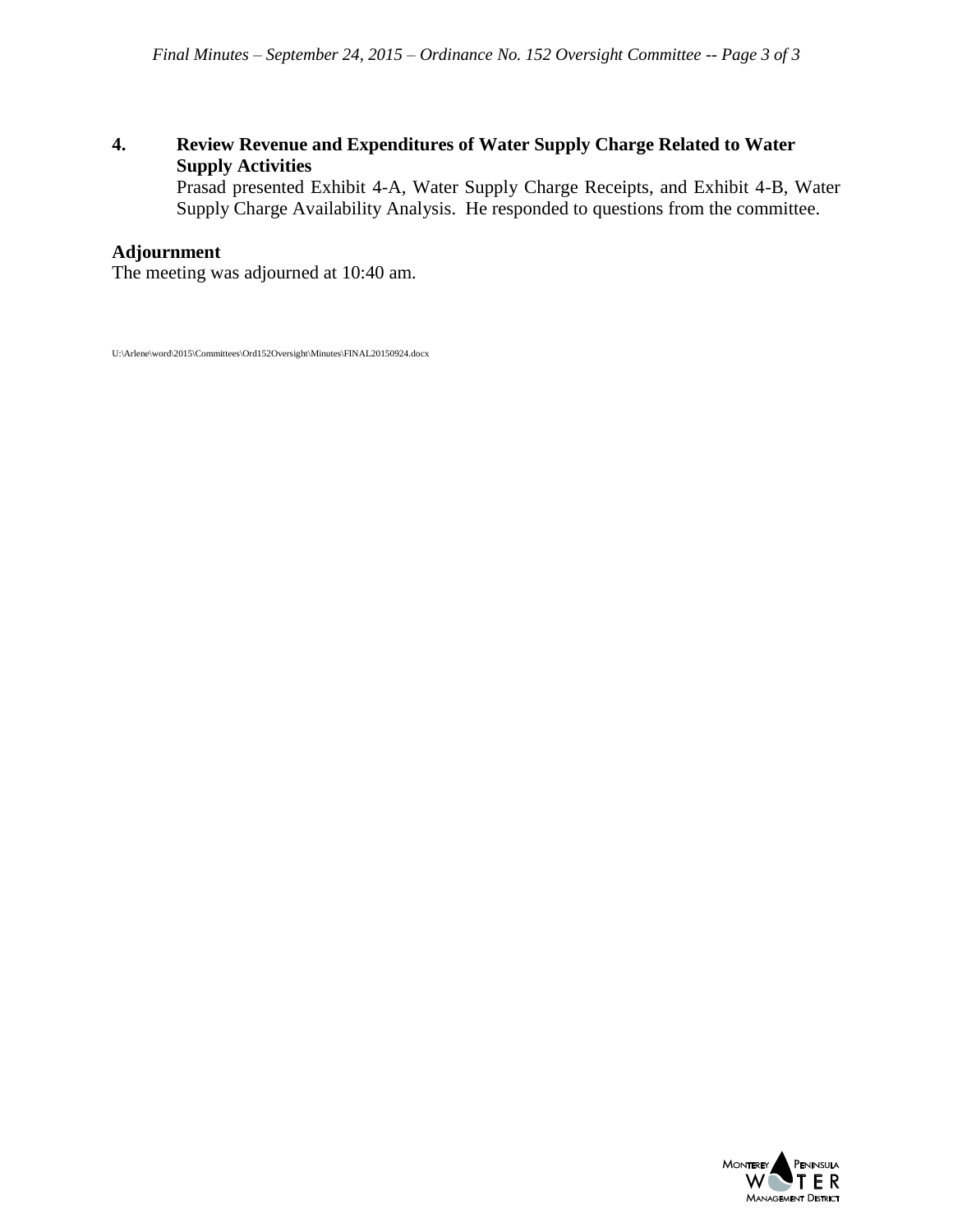## 4. Review Revenue and Expenditures of Water Supply Charge Related to Water Supply Activities

Prasad presented Exhibit 4-A, Water Supply Charge Receipts, and Exhibit 4-B, Water Supply Charge Availability Analysis. He responded to questions from the committee.

## Adjournment

The meeting was adjourned at 10:40 am.

U:\Arlene\word\2015\Committees\Ord152Oversight\Minutes\FINAL20150924.docx

MONTEREY PENINSULA WATER MANAGEMENT DISTRICT